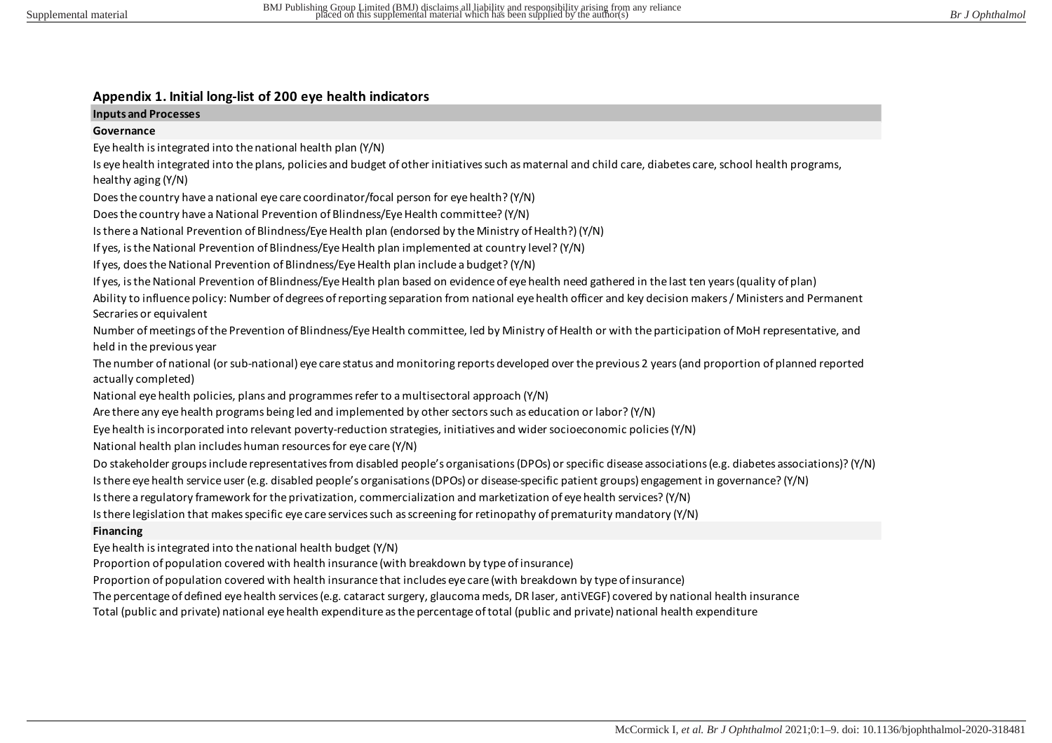## Appendix 1. Initial long-list of 200 eye health indicators

### Inputs and Processes

#### Governance

Eye health is integrated into the national health plan (Y/N)

Is eye health integrated into the plans, policies and budget of other initiatives such as maternal and child care, diabetes care, school health programs, healthy aging (Y/N)

Does the country have a national eye care coordinator/focal person for eye health? (Y/N)

Does the country have a National Prevention of Blindness/Eye Health committee? (Y/N)

Is there a National Prevention of Blindness/Eye Health plan (endorsed by the Ministry of Health?) (Y/N)

If yes, is the National Prevention of Blindness/Eye Health plan implemented at country level? (Y/N)

If yes, does the National Prevention of Blindness/Eye Health plan include a budget? (Y/N)

If yes, is the National Prevention of Blindness/Eye Health plan based on evidence of eye health need gathered in the last ten years (quality of plan)

Ability to influence policy: Number of degrees of reporting separation from national eye health officer and key decision makers / Ministers and Permanent Secraries or equivalent

Number of meetings of the Prevention of Blindness/Eye Health committee, led by Ministry of Health or with the participation of MoH representative, and held in the previous year

The number of national (or sub-national) eye care status and monitoring reports developed over the previous 2 years (and proportion of planned reported actually completed)

National eye health policies, plans and programmes refer to a multisectoral approach (Y/N)

Are there any eye health programs being led and implemented by other sectors such as education or labor? (Y/N)

Eye health is incorporated into relevant poverty-reduction strategies, initiatives and wider socioeconomic policies (Y/N)

National health plan includes human resources for eye care (Y/N)

Do stakeholder groups include representatives from disabled people's organisations (DPOs) or specific disease associations (e.g. diabetes associations)? (Y/N)

Is there eye health service user (e.g. disabled people's organisations (DPOs) or disease-specific patient groups) engagement in governance? (Y/N)

Is there a regulatory framework for the privatization, commercialization and marketization of eye health services? (Y/N)

Is there legislation that makes specific eye care services such as screening for retinopathy of prematurity mandatory (Y/N)

#### Financing

Eye health is integrated into the national health budget (Y/N)

Proportion of population covered with health insurance (with breakdown by type of insurance)

Proportion of population covered with health insurance that includes eye care (with breakdown by type of insurance)

The percentage of defined eye health services (e.g. cataract surgery, glaucoma meds, DR laser, antiVEGF) covered by national health insurance

Total (public and private) national eye health expenditure as the percentage of total (public and private) national health expenditure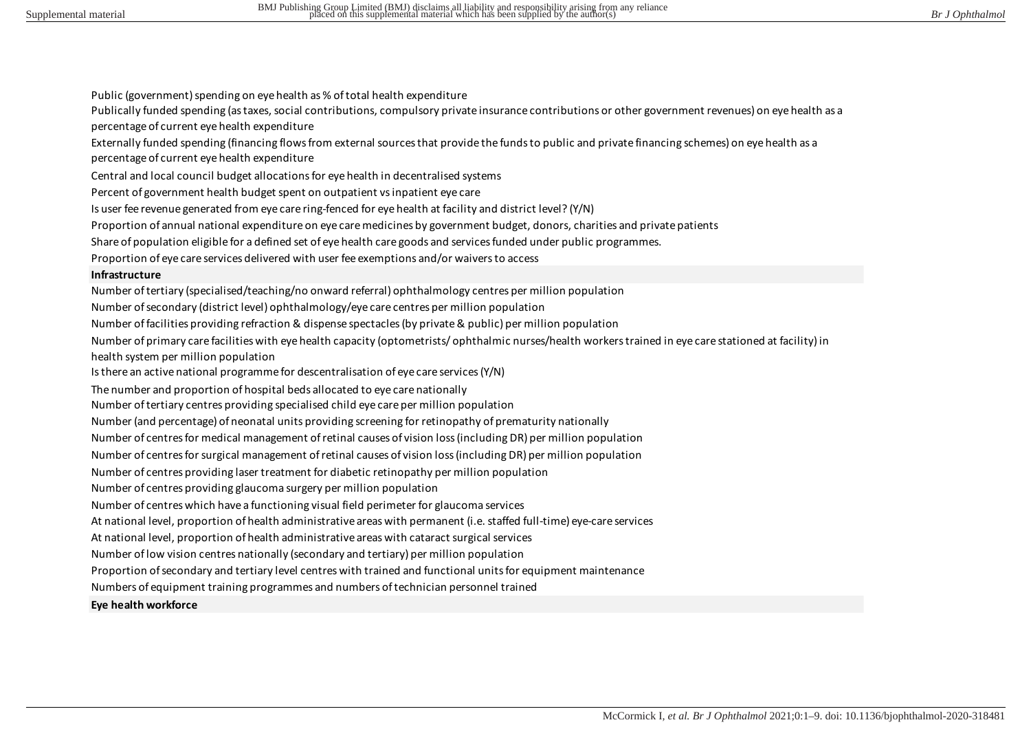Public (government) spending on eye health as % of total health expenditure

Publically funded spending (as taxes, social contributions, compulsory private insurance contributions or other government revenues) on eye health as a percentage of current eye health expenditure

Externally funded spending (financing flows from external sources that provide the funds to public and private financing schemes) on eye health as a percentage of current eye health expenditure

Central and local council budget allocations for eye health in decentralised systems

Percent of government health budget spent on outpatient vs inpatient eye care

Is user fee revenue generated from eye care ring-fenced for eye health at facility and district level? (Y/N)

Proportion of annual national expenditure on eye care medicines by government budget, donors, charities and private patients

Share of population eligible for a defined set of eye health care goods and services funded under public programmes.

Proportion of eye care services delivered with user fee exemptions and/or waivers to access

**Infrastructure**

Number of tertiary (specialised/teaching/no onward referral) ophthalmology centres per million population

Number of secondary (district level) ophthalmology/eye care centres per million population

Number of facilities providing refraction & dispense spectacles (by private & public) per million population

Number of primary care facilities with eye health capacity (optometrists/ ophthalmic nurses/health workers trained in eye care stationed at facility) in health system per million population

Is there an active national programme for descentralisation of eye care services (Y/N)

The number and proportion of hospital beds allocated to eye care nationally

Number of tertiary centres providing specialised child eye care per million population

Number (and percentage) of neonatal units providing screening for retinopathy of prematurity nationally

Number of centres for medical management of retinal causes of vision loss (including DR) per million population

Number of centres for surgical management of retinal causes of vision loss (including DR) per million population

Number of centres providing laser treatment for diabetic retinopathy per million population

Number of centres providing glaucoma surgery per million population

Number of centres which have a functioning visual field perimeter for glaucoma services

At national level, proportion of health administrative areas with permanent (i.e. staffed full-time) eye-care services

At national level, proportion of health administrative areas with cataract surgical services

Number of low vision centres nationally (secondary and tertiary) per million population

Proportion of secondary and tertiary level centres with trained and functional units for equipment maintenance

Numbers of equipment training programmes and numbers of technician personnel trained

**Eye health workforce**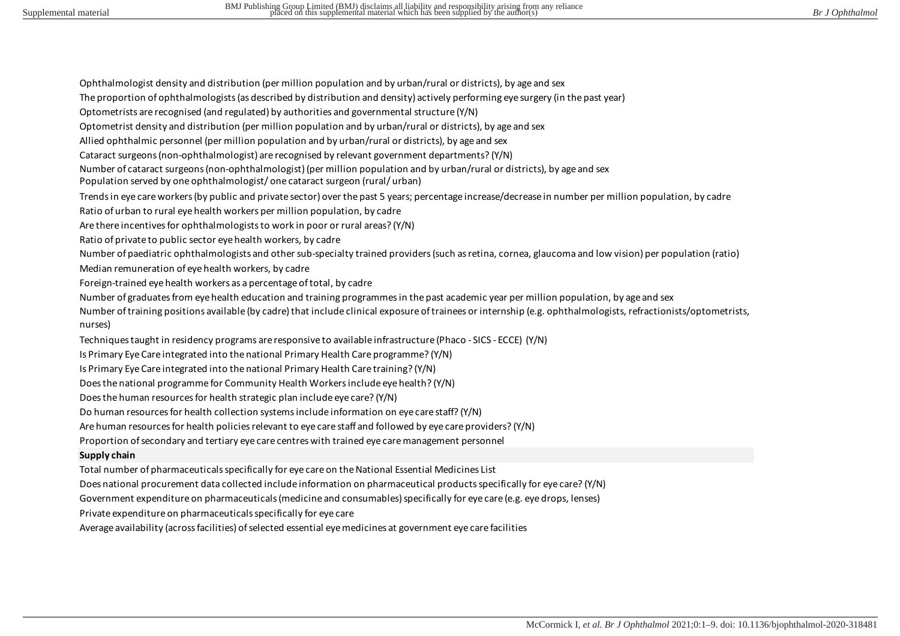Ophthalmologist density and distribution (per million population and by urban/rural or districts), by age and sex

The proportion of ophthalmologists (as described by distribution and density) actively performing eye surgery (in the past year)

Optometrists are recognised (and regulated) by authorities and governmental structure (Y/N)

Optometrist density and distribution (per million population and by urban/rural or districts), by age and sex

Allied ophthalmic personnel (per million population and by urban/rural or districts), by age and sex

Cataract surgeons (non-ophthalmologist) are recognised by relevant government departments? (Y/N)

Number of cataract surgeons (non-ophthalmologist) (per million population and by urban/rural or districts), by age and sex

Population served by one ophthalmologist/ one cataract surgeon (rural/ urban)

Trends in eye care workers (by public and private sector) over the past 5 years; percentage increase/decrease in number per million population, by cadre

Ratio of urban to rural eye health workers per million population, by cadre

Are there incentives for ophthalmologists to work in poor or rural areas? (Y/N)

Ratio of private to public sector eye health workers, by cadre

Number of paediatric ophthalmologists and other sub-specialty trained providers (such as retina, cornea, glaucoma and low vision) per population (ratio)

Median remuneration of eye health workers, by cadre

Foreign-trained eye health workers as a percentage of total, by cadre

Number of graduates from eye health education and training programmes in the past academic year per million population, by age and sex

Number of training positions available (by cadre) that include clinical exposure of trainees or internship (e.g. ophthalmologists, refractionists/optometrists, nurses)

Techniques taught in residency programs are responsive to available infrastructure (Phaco - SICS - ECCE) (Y/N)

Is Primary Eye Care integrated into the national Primary Health Care programme? (Y/N)

Is Primary Eye Care integrated into the national Primary Health Care training? (Y/N)

Does the national programme for Community Health Workers include eye health? (Y/N)

Does the human resources for health strategic plan include eye care? (Y/N)

Do human resources for health collection systems include information on eye care staff? (Y/N)

Are human resources for health policies relevant to eye care staff and followed by eye care providers? (Y/N)

Proportion of secondary and tertiary eye care centres with trained eye care management personnel

**Supply chain**

Total number of pharmaceuticals specifically for eye care on the National Essential Medicines List

Does national procurement data collected include information on pharmaceutical products specifically for eye care? (Y/N)

Government expenditure on pharmaceuticals (medicine and consumables) specifically for eye care (e.g. eye drops, lenses)

Private expenditure on pharmaceuticals specifically for eye care

Average availability (across facilities) of selected essential eye medicines at government eye care facilities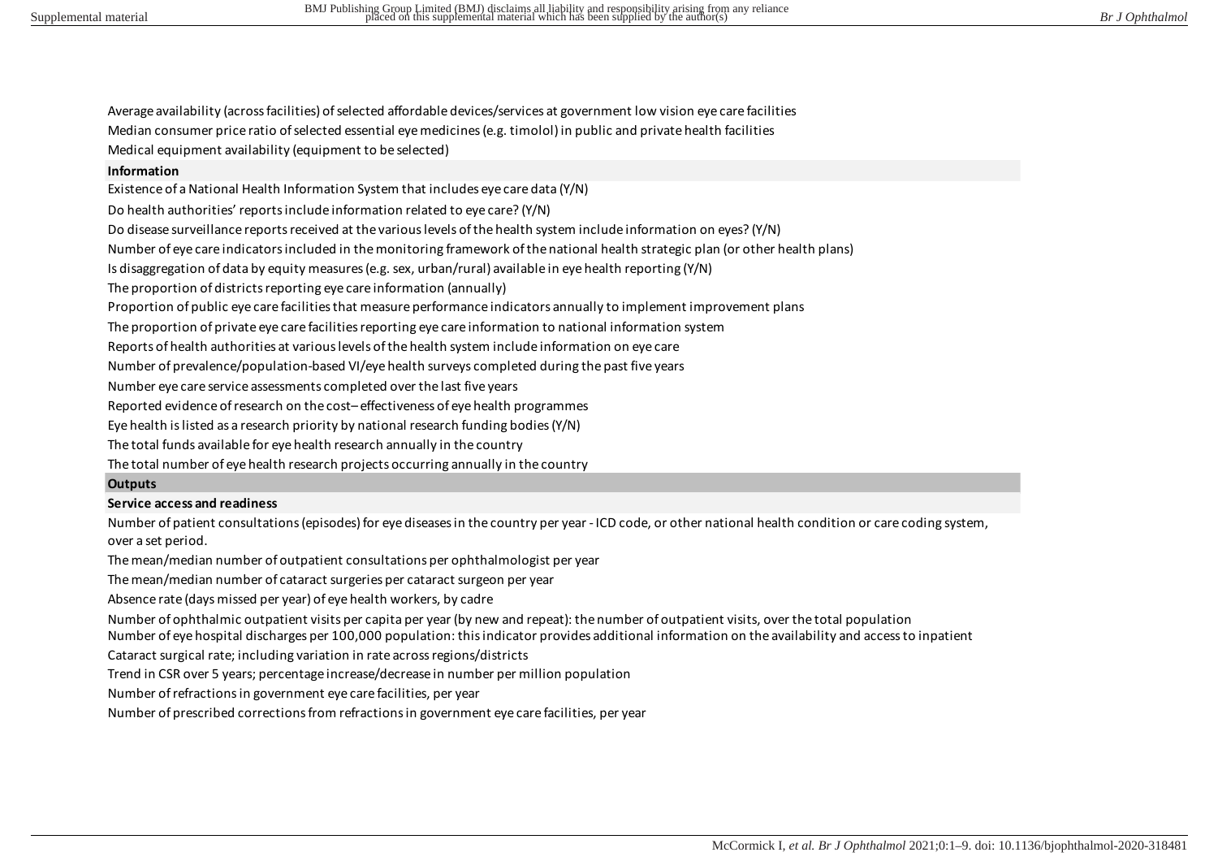Average availability (across facilities) of selected affordable devices/services at government low vision eye care facilities

Median consumer price ratio of selected essential eye medicines (e.g. timolol) in public and private health facilities

Medical equipment availability (equipment to be selected)

**Information**

Existence of a National Health Information System that includes eye care data (Y/N)

Do health authorities' reports include information related to eye care? (Y/N)

Do disease surveillance reports received at the various levels of the health system include information on eyes? (Y/N)

Number of eye care indicators included in the monitoring framework of the national health strategic plan (or other health plans)

Is disaggregation of data by equity measures (e.g. sex, urban/rural) available in eye health reporting (Y/N)

The proportion of districts reporting eye care information (annually)

Proportion of public eye care facilities that measure performance indicators annually to implement improvement plans

The proportion of private eye care facilities reporting eye care information to national information system

Reports of health authorities at various levels of the health system include information on eye care

Number of prevalence/population-based VI/eye health surveys completed during the past five years

Number eye care service assessments completed over the last five years

Reported evidence of research on the cost–effectiveness of eye health programmes

Eye health is listed as a research priority by national research funding bodies (Y/N)

The total funds available for eye health research annually in the country

The total number of eye health research projects occurring annually in the country

**Outputs**

**Service access and readiness**

Number of patient consultations (episodes) for eye diseases in the country per year - ICD code, or other national health condition or care coding system, over a set period.

The mean/median number of outpatient consultations per ophthalmologist per year

The mean/median number of cataract surgeries per cataract surgeon per year

Absence rate (days missed per year) of eye health workers, by cadre

Number of ophthalmic outpatient visits per capita per year (by new and repeat): the number of outpatient visits, over the total population

Number of eye hospital discharges per 100,000 population: this indicator provides additional information on the availability and access to inpatient

Cataract surgical rate; including variation in rate across regions/districts

Trend in CSR over 5 years; percentage increase/decrease in number per million population

Number of refractions in government eye care facilities, per year

Number of prescribed corrections from refractions in government eye care facilities, per year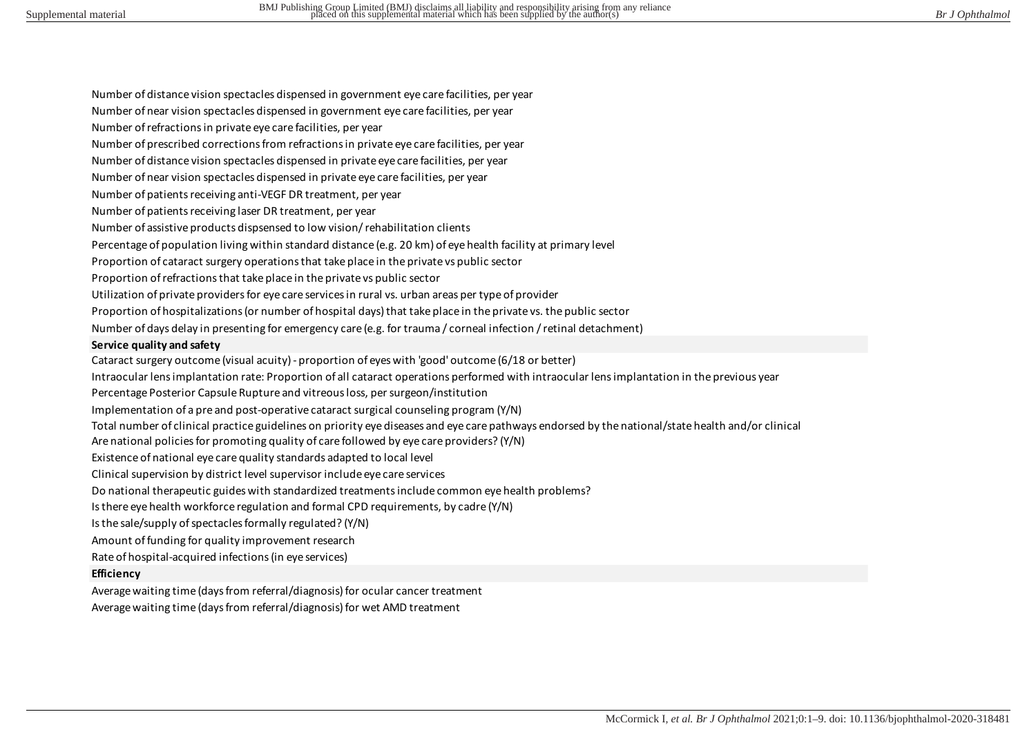Number of distance vision spectacles dispensed in government eye care facilities, per year
Number of near vision spectacles dispensed in government eye care facilities, per year
Number of refractions in private eye care facilities, per year
Number of prescribed corrections from refractions in private eye care facilities, per year
Number of distance vision spectacles dispensed in private eye care facilities, per year
Number of near vision spectacles dispensed in private eye care facilities, per year
Number of patients receiving anti-VEGF DR treatment, per year
Number of patients receiving laser DR treatment, per year
Number of assistive products dipsensed to low vision/ rehabilitation clients
Percentage of population living within standard distance (e.g. 20 km) of eye health facility at primary level
Proportion of cataract surgery operations that take place in the private vs public sector
Proportion of refractions that take place in the private vs public sector
Utilization of private providers for eye care services in rural vs. urban areas per type of provider
Proportion of hospitalizations (or number of hospital days) that take place in the private vs. the public sector
Number of days delay in presenting for emergency care (e.g. for trauma / corneal infection / retinal detachment)

**Service quality and safety**

Cataract surgery outcome (visual acuity) - proportion of eyes with 'good' outcome (6/18 or better)
Intraocular lens implantation rate: Proportion of all cataract operations performed with intraocular lens implantation in the previous year
Percentage Posterior Capsule Rupture and vitreous loss, per surgeon/institution
Implementation of a pre and post-operative cataract surgical counseling program (Y/N)
Total number of clinical practice guidelines on priority eye diseases and eye care pathways endorsed by the national/state health and/or clinical
Are national policies for promoting quality of care followed by eye care providers? (Y/N)
Existence of national eye care quality standards adapted to local level
Clinical supervision by district level supervisor include eye care services
Do national therapeutic guides with standardized treatments include common eye health problems?
Is there eye health workforce regulation and formal CPD requirements, by cadre (Y/N)
Is the sale/supply of spectacles formally regulated? (Y/N)
Amount of funding for quality improvement research
Rate of hospital-acquired infections (in eye services)

**Efficiency**

Average waiting time (days from referral/diagnosis) for ocular cancer treatment
Average waiting time (days from referral/diagnosis) for wet AMD treatment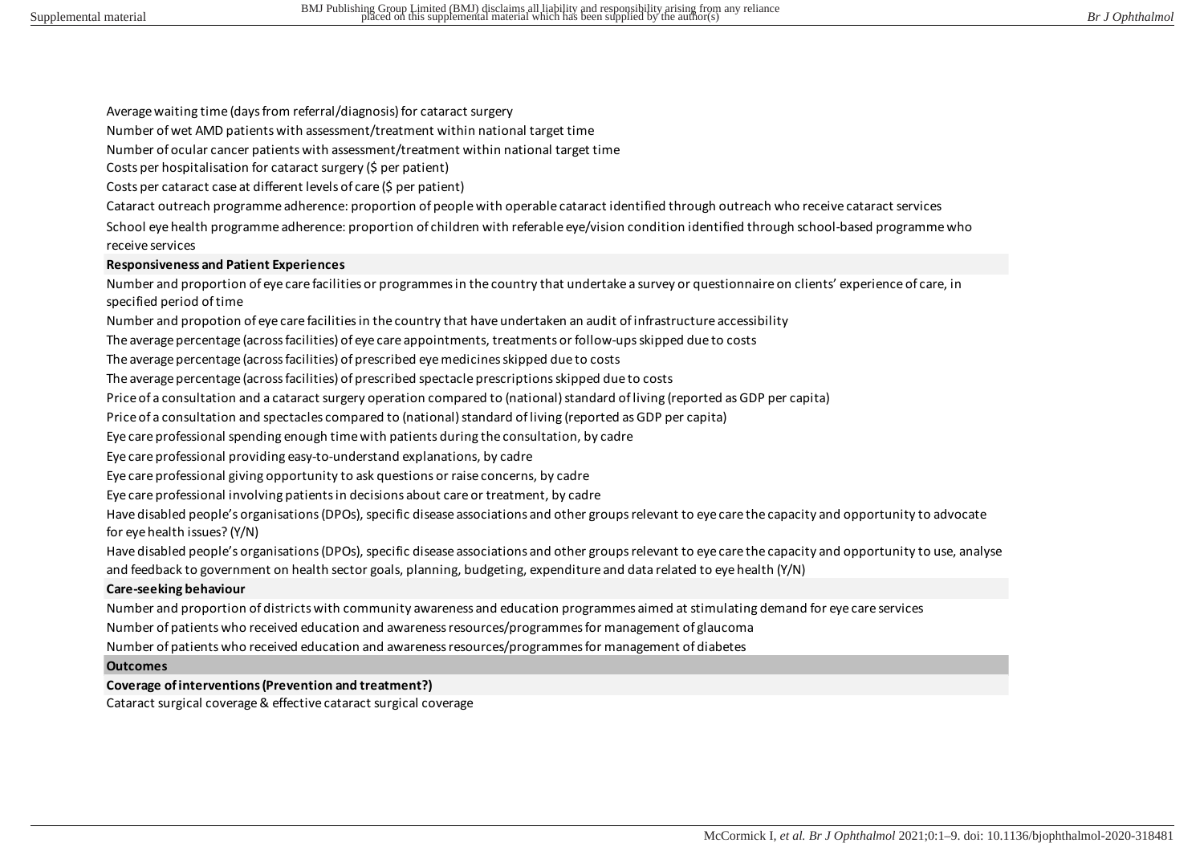Average waiting time (days from referral/diagnosis) for cataract surgery

Number of wet AMD patients with assessment/treatment within national target time

Number of ocular cancer patients with assessment/treatment within national target time

Costs per hospitalisation for cataract surgery ($ per patient)

Costs per cataract case at different levels of care ($ per patient)

Cataract outreach programme adherence: proportion of people with operable cataract identified through outreach who receive cataract services

School eye health programme adherence: proportion of children with referable eye/vision condition identified through school-based programme who receive services

**Responsiveness and Patient Experiences**

Number and proportion of eye care facilities or programmes in the country that undertake a survey or questionnaire on clients' experience of care, in specified period of time

Number and propotion of eye care facilities in the country that have undertaken an audit of infrastructure accessibility

The average percentage (across facilities) of eye care appointments, treatments or follow-ups skipped due to costs

The average percentage (across facilities) of prescribed eye medicines skipped due to costs

The average percentage (across facilities) of prescribed spectacle prescriptions skipped due to costs

Price of a consultation and a cataract surgery operation compared to (national) standard of living (reported as GDP per capita)

Price of a consultation and spectacles compared to (national) standard of living (reported as GDP per capita)

Eye care professional spending enough time with patients during the consultation, by cadre

Eye care professional providing easy-to-understand explanations, by cadre

Eye care professional giving opportunity to ask questions or raise concerns, by cadre

Eye care professional involving patients in decisions about care or treatment, by cadre

Have disabled people's organisations (DPOs), specific disease associations and other groups relevant to eye care the capacity and opportunity to advocate for eye health issues? (Y/N)

Have disabled people's organisations (DPOs), specific disease associations and other groups relevant to eye care the capacity and opportunity to use, analyse and feedback to government on health sector goals, planning, budgeting, expenditure and data related to eye health (Y/N)

**Care-seeking behaviour**

Number and proportion of districts with community awareness and education programmes aimed at stimulating demand for eye care services

Number of patients who received education and awareness resources/programmes for management of glaucoma

Number of patients who received education and awareness resources/programmes for management of diabetes

**Outcomes**

**Coverage of interventions (Prevention and treatment?)**

Cataract surgical coverage & effective cataract surgical coverage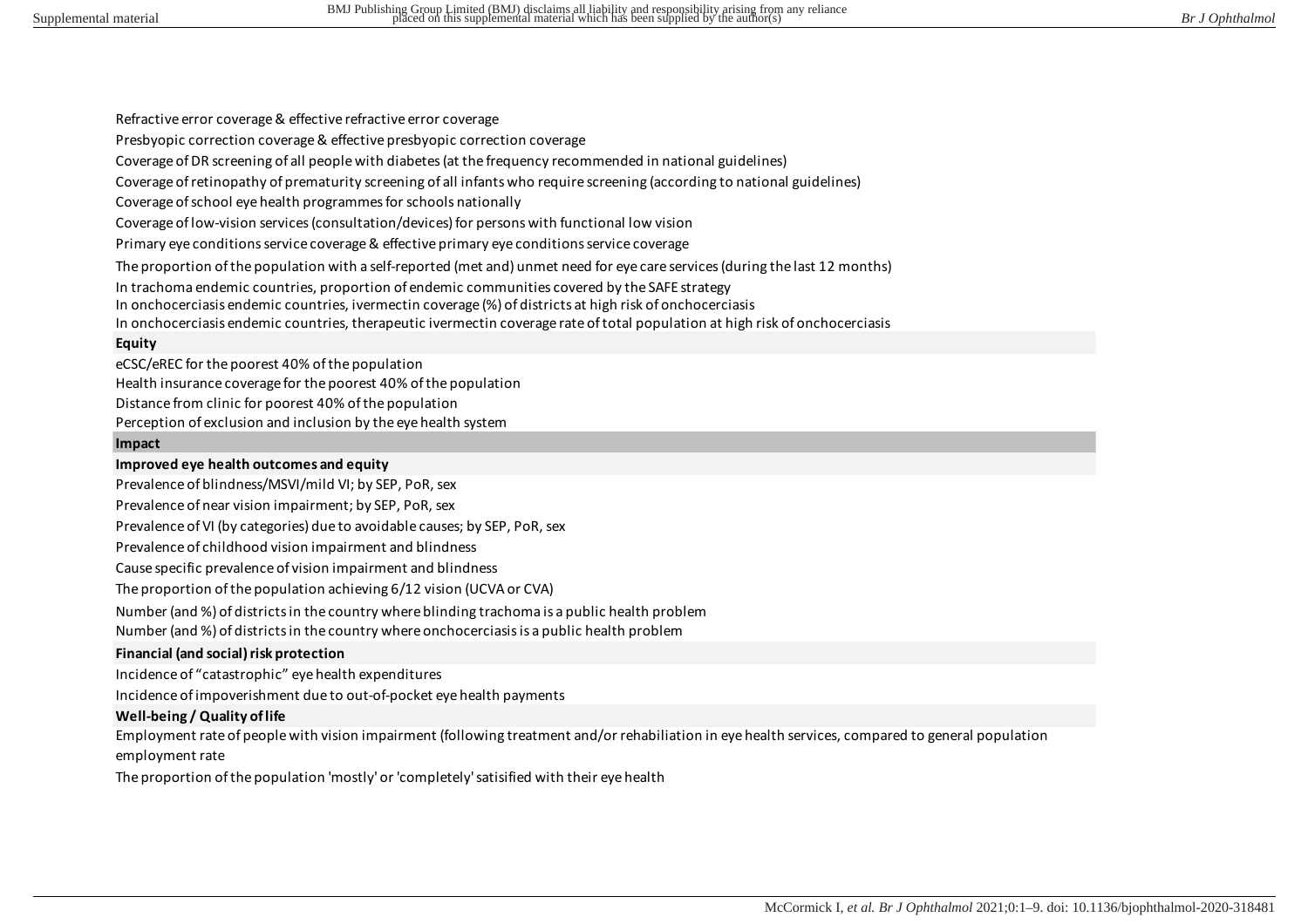| |
|---|
| Refractive error coverage & effective refractive error coverage |
| Presbyopic correction coverage & effective presbyopic correction coverage |
| Coverage of DR screening of all people with diabetes (at the frequency recommended in national guidelines) |
| Coverage of retinopathy of prematurity screening of all infants who require screening (according to national guidelines) |
| Coverage of school eye health programmes for schools nationally |
| Coverage of low-vision services (consultation/devices) for persons with functional low vision |
| Primary eye conditions service coverage & effective primary eye conditions service coverage |
| The proportion of the population with a self-reported (met and) unmet need for eye care services (during the last 12 months) |
| In trachoma endemic countries, proportion of endemic communities covered by the SAFE strategy |
| In onchocerciasis endemic countries, ivermectin coverage (%) of districts at high risk of onchocerciasis |
| In onchocerciasis endemic countries, therapeutic ivermectin coverage rate of total population at high risk of onchocerciasis |
| **Equity** |
| eCSC/eREC for the poorest 40% of the population |
| Health insurance coverage for the poorest 40% of the population |
| Distance from clinic for poorest 40% of the population |
| Perception of exclusion and inclusion by the eye health system |
| **Impact** |
| **Improved eye health outcomes and equity** |
| Prevalence of blindness/MSVI/mild VI; by SEP, PoR, sex |
| Prevalence of near vision impairment; by SEP, PoR, sex |
| Prevalence of VI (by categories) due to avoidable causes; by SEP, PoR, sex |
| Prevalence of childhood vision impairment and blindness |
| Cause specific prevalence of vision impairment and blindness |
| The proportion of the population achieving 6/12 vision (UCVA or CVA) |
| Number (and %) of districts in the country where blinding trachoma is a public health problem |
| Number (and %) of districts in the country where onchocerciasis is a public health problem |
| **Financial (and social) risk protection** |
| Incidence of "catastrophic" eye health expenditures |
| Incidence of impoverishment due to out-of-pocket eye health payments |
| **Well-being / Quality of life** |
| Employment rate of people with vision impairment (following treatment and/or rehabiliation in eye health services, compared to general population employment rate |
| The proportion of the population 'mostly' or 'completely' satisified with their eye health |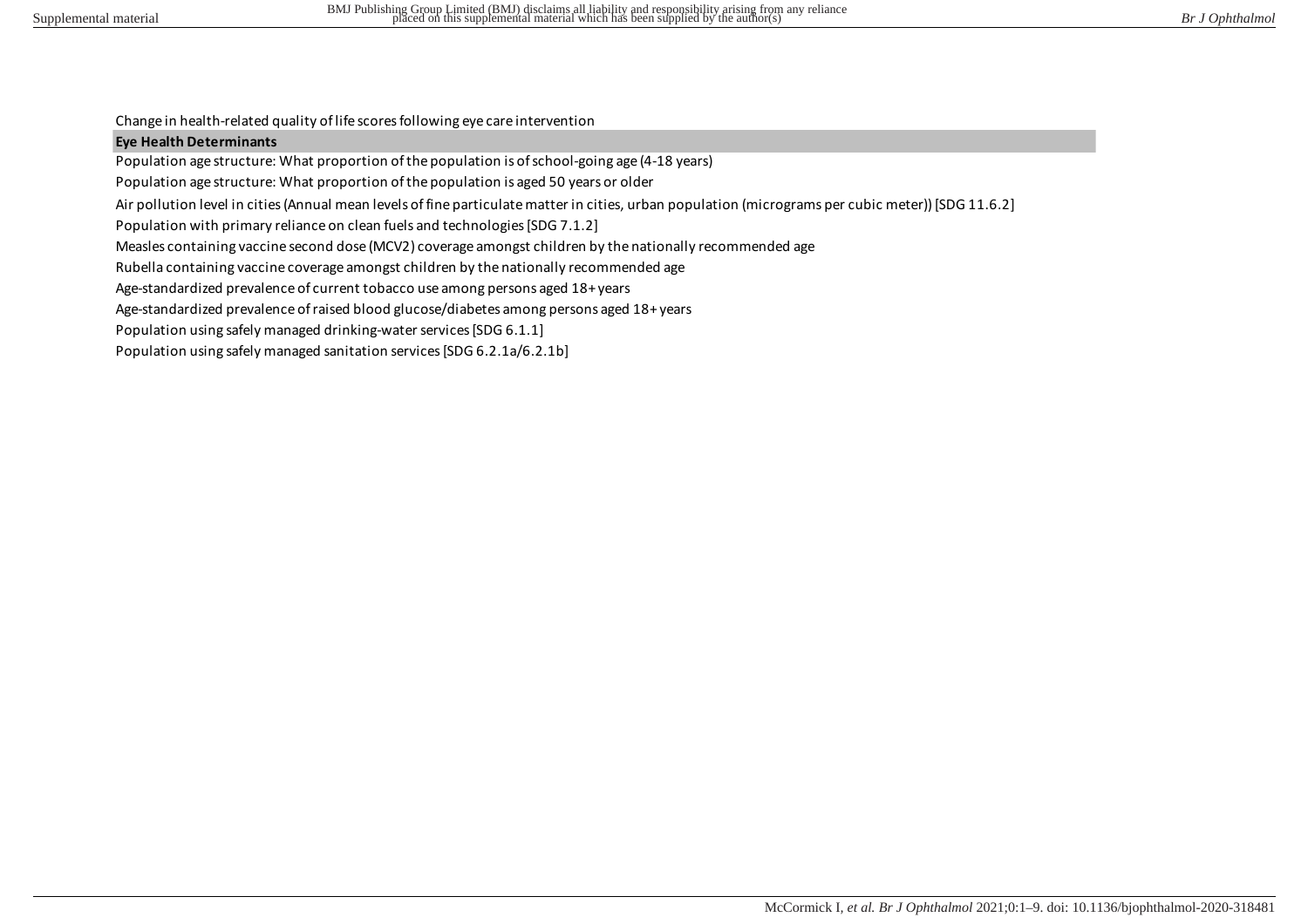Change in health-related quality of life scores following eye care intervention

**Eye Health Determinants**

Population age structure: What proportion of the population is of school-going age (4-18 years)

Population age structure: What proportion of the population is aged 50 years or older

Air pollution level in cities (Annual mean levels of fine particulate matter in cities, urban population (micrograms per cubic meter)) [SDG 11.6.2]

Population with primary reliance on clean fuels and technologies [SDG 7.1.2]

Measles containing vaccine second dose (MCV2) coverage amongst children by the nationally recommended age

Rubella containing vaccine coverage amongst children by the nationally recommended age

Age-standardized prevalence of current tobacco use among persons aged 18+ years

Age-standardized prevalence of raised blood glucose/diabetes among persons aged 18+ years

Population using safely managed drinking-water services [SDG 6.1.1]

Population using safely managed sanitation services [SDG 6.2.1a/6.2.1b]